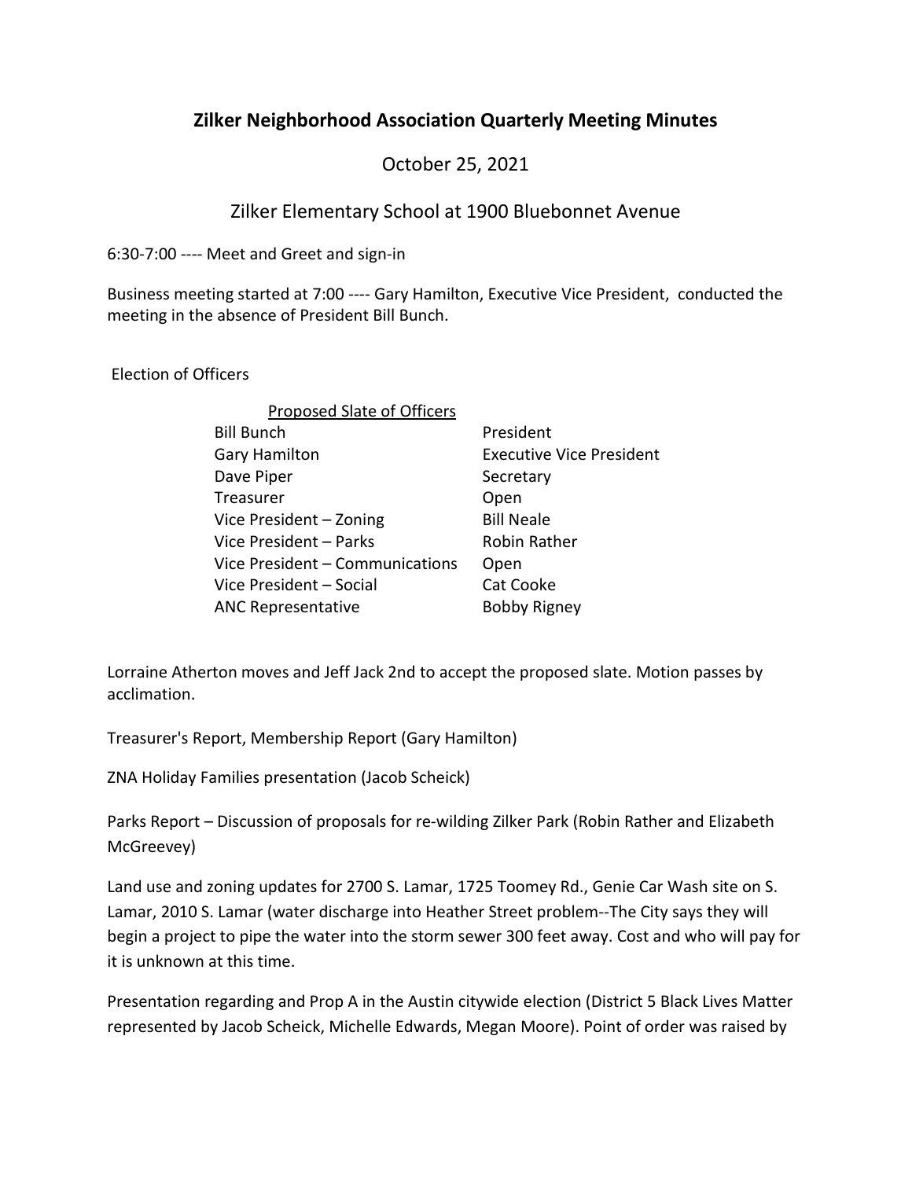# Zilker Neighborhood Association Quarterly Meeting Minutes

October 25, 2021

Zilker Elementary School at 1900 Bluebonnet Avenue

6:30-7:00 ---- Meet and Greet and sign-in

Business meeting started at 7:00 ---- Gary Hamilton, Executive Vice President, conducted the meeting in the absence of President Bill Bunch.

Election of Officers

| Proposed Slate of Officers | |
|---|---|
| Bill Bunch | President |
| Gary Hamilton | Executive Vice President |
| Dave Piper | Secretary |
| Treasurer | Open |
| Vice President – Zoning | Bill Neale |
| Vice President – Parks | Robin Rather |
| Vice President – Communications | Open |
| Vice President – Social | Cat Cooke |
| ANC Representative | Bobby Rigney |

Lorraine Atherton moves and Jeff Jack 2nd to accept the proposed slate. Motion passes by acclimation.

Treasurer's Report, Membership Report (Gary Hamilton)

ZNA Holiday Families presentation (Jacob Scheick)

Parks Report – Discussion of proposals for re-wilding Zilker Park (Robin Rather and Elizabeth McGreevey)

Land use and zoning updates for 2700 S. Lamar, 1725 Toomey Rd., Genie Car Wash site on S. Lamar, 2010 S. Lamar (water discharge into Heather Street problem--The City says they will begin a project to pipe the water into the storm sewer 300 feet away. Cost and who will pay for it is unknown at this time.

Presentation regarding and Prop A in the Austin citywide election (District 5 Black Lives Matter represented by Jacob Scheick, Michelle Edwards, Megan Moore). Point of order was raised by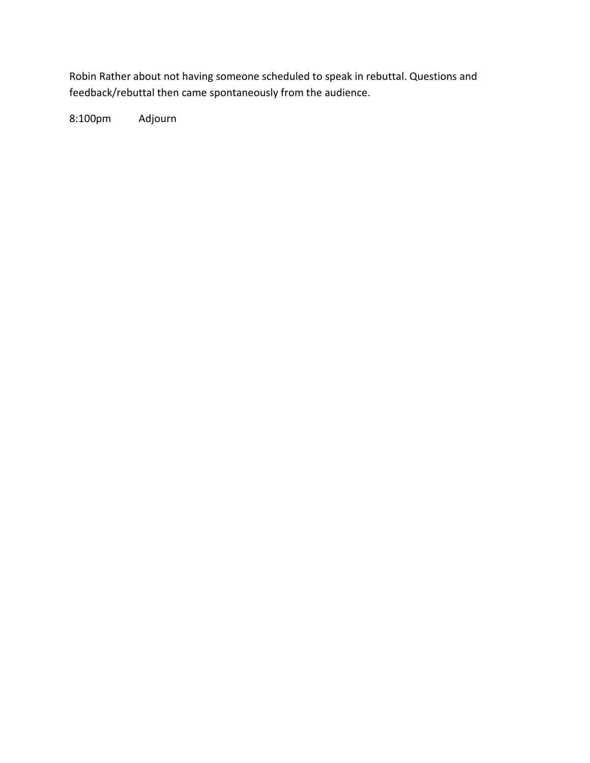Robin Rather about not having someone scheduled to speak in rebuttal. Questions and feedback/rebuttal then came spontaneously from the audience.

8:100pm Adjourn